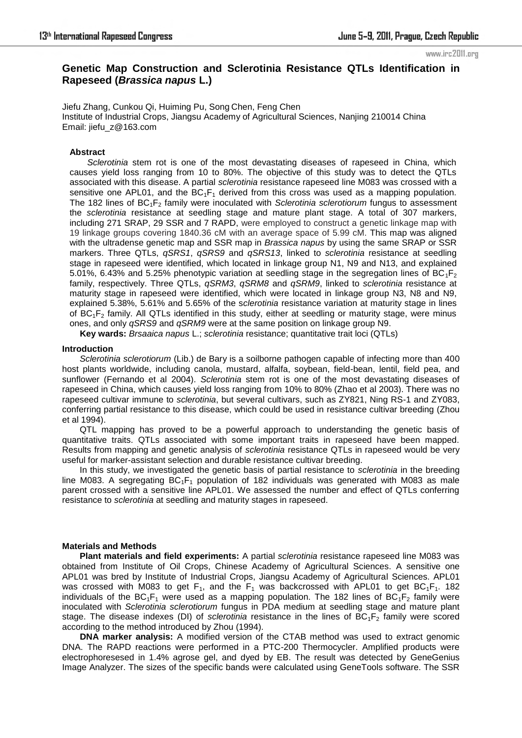# Genetic Map Construction and Sclerotinia Resistance QTLs Identification in Rapeseed (*Brassica napus* L.)

Jiefu Zhang, Cunkou Qi, Huiming Pu, Song Chen, Feng Chen
Institute of Industrial Crops, Jiangsu Academy of Agricultural Sciences, Nanjing 210014 China
Email: jiefu_z@163.com

### Abstract

*Sclerotinia* stem rot is one of the most devastating diseases of rapeseed in China, which causes yield loss ranging from 10 to 80%. The objective of this study was to detect the QTLs associated with this disease. A partial *sclerotinia* resistance rapeseed line M083 was crossed with a sensitive one APL01, and the $BC_1F_1$ derived from this cross was used as a mapping population. The 182 lines of $BC_1F_2$ family were inoculated with *Sclerotinia sclerotiorum* fungus to assessment the *sclerotinia* resistance at seedling stage and mature plant stage. A total of 307 markers, including 271 SRAP, 29 SSR and 7 RAPD, were employed to construct a genetic linkage map with 19 linkage groups covering 1840.36 cM with an average space of 5.99 cM. This map was aligned with the ultradense genetic map and SSR map in *Brassica napus* by using the same SRAP or SSR markers. Three QTLs, *qSRS1*, *qSRS9* and *qSRS13*, linked to *sclerotinia* resistance at seedling stage in rapeseed were identified, which located in linkage group N1, N9 and N13, and explained 5.01%, 6.43% and 5.25% phenotypic variation at seedling stage in the segregation lines of $BC_1F_2$ family, respectively. Three QTLs, *qSRM3*, *qSRM8* and *qSRM9*, linked to *sclerotinia* resistance at maturity stage in rapeseed were identified, which were located in linkage group N3, N8 and N9, explained 5.38%, 5.61% and 5.65% of the s*clerotinia* resistance variation at maturity stage in lines of $BC_1F_2$ family. All QTLs identified in this study, either at seedling or maturity stage, were minus ones, and only *qSRS9* and *qSRM9* were at the same position on linkage group N9.

**Key wards:** *Brsaaica napus* L.; *sclerotinia* resistance; quantitative trait loci (QTLs)

### Introduction

*Sclerotinia sclerotiorum* (Lib.) de Bary is a soilborne pathogen capable of infecting more than 400 host plants worldwide, including canola, mustard, alfalfa, soybean, field-bean, lentil, field pea, and sunflower (Fernando et al 2004). *Sclerotinia* stem rot is one of the most devastating diseases of rapeseed in China, which causes yield loss ranging from 10% to 80% (Zhao et al 2003). There was no rapeseed cultivar immune to *sclerotinia*, but several cultivars, such as ZY821, Ning RS-1 and ZY083, conferring partial resistance to this disease, which could be used in resistance cultivar breeding (Zhou et al 1994).

QTL mapping has proved to be a powerful approach to understanding the genetic basis of quantitative traits. QTLs associated with some important traits in rapeseed have been mapped. Results from mapping and genetic analysis of *sclerotinia* resistance QTLs in rapeseed would be very useful for marker-assistant selection and durable resistance cultivar breeding.

In this study, we investigated the genetic basis of partial resistance to *sclerotinia* in the breeding line M083. A segregating $BC_1F_1$ population of 182 individuals was generated with M083 as male parent crossed with a sensitive line APL01. We assessed the number and effect of QTLs conferring resistance to *sclerotinia* at seedling and maturity stages in rapeseed.

### Materials and Methods

**Plant materials and field experiments:** A partial *sclerotinia* resistance rapeseed line M083 was obtained from Institute of Oil Crops, Chinese Academy of Agricultural Sciences. A sensitive one APL01 was bred by Institute of Industrial Crops, Jiangsu Academy of Agricultural Sciences. APL01 was crossed with M083 to get $F_1$, and the $F_1$ was backcrossed with APL01 to get $BC_1F_1$. 182 individuals of the $BC_1F_1$ were used as a mapping population. The 182 lines of $BC_1F_2$ family were inoculated with *Sclerotinia sclerotiorum* fungus in PDA medium at seedling stage and mature plant stage. The disease indexes (DI) of *sclerotinia* resistance in the lines of $BC_1F_2$ family were scored according to the method introduced by Zhou (1994).

**DNA marker analysis:** A modified version of the CTAB method was used to extract genomic DNA. The RAPD reactions were performed in a PTC-200 Thermocycler. Amplified products were electrophoresesed in 1.4% agrose gel, and dyed by EB. The result was detected by GeneGenius Image Analyzer. The sizes of the specific bands were calculated using GeneTools software. The SSR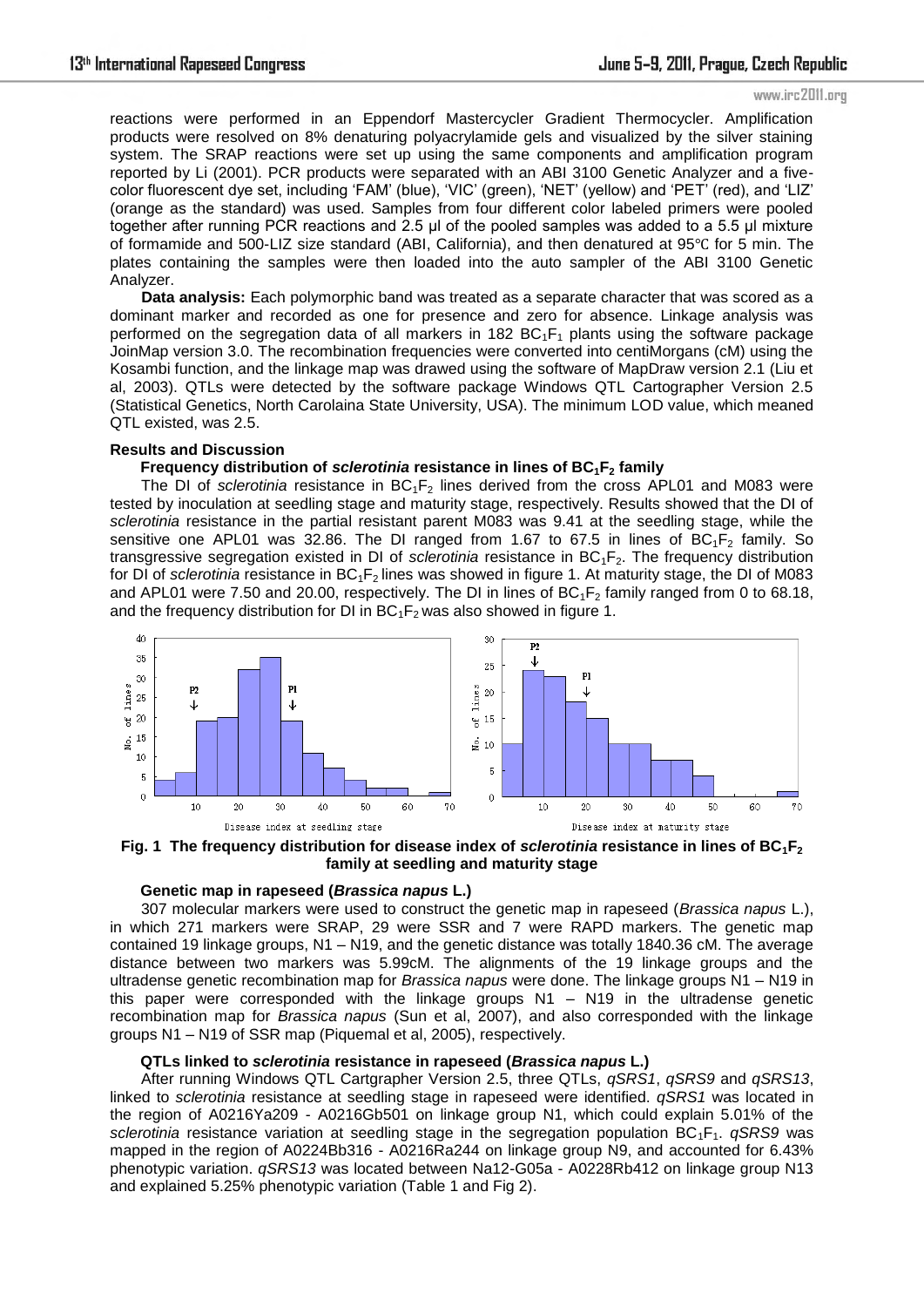reactions were performed in an Eppendorf Mastercycler Gradient Thermocycler. Amplification products were resolved on 8% denaturing polyacrylamide gels and visualized by the silver staining system. The SRAP reactions were set up using the same components and amplification program reported by Li (2001). PCR products were separated with an ABI 3100 Genetic Analyzer and a five-color fluorescent dye set, including 'FAM' (blue), 'VIC' (green), 'NET' (yellow) and 'PET' (red), and 'LIZ' (orange as the standard) was used. Samples from four different color labeled primers were pooled together after running PCR reactions and 2.5 μl of the pooled samples was added to a 5.5 μl mixture of formamide and 500-LIZ size standard (ABI, California), and then denatured at 95℃ for 5 min. The plates containing the samples were then loaded into the auto sampler of the ABI 3100 Genetic Analyzer.

**Data analysis:** Each polymorphic band was treated as a separate character that was scored as a dominant marker and recorded as one for presence and zero for absence. Linkage analysis was performed on the segregation data of all markers in 182 $BC_1F_1$ plants using the software package JoinMap version 3.0. The recombination frequencies were converted into centiMorgans (cM) using the Kosambi function, and the linkage map was drawed using the software of MapDraw version 2.1 (Liu et al, 2003). QTLs were detected by the software package Windows QTL Cartographer Version 2.5 (Statistical Genetics, North Carolaina State University, USA). The minimum LOD value, which meaned QTL existed, was 2.5.

## Results and Discussion

### Frequency distribution of *sclerotinia* resistance in lines of $BC_1F_2$ family

The DI of *sclerotinia* resistance in $BC_1F_2$ lines derived from the cross APL01 and M083 were tested by inoculation at seedling stage and maturity stage, respectively. Results showed that the DI of *sclerotinia* resistance in the partial resistant parent M083 was 9.41 at the seedling stage, while the sensitive one APL01 was 32.86. The DI ranged from 1.67 to 67.5 in lines of $BC_1F_2$ family. So transgressive segregation existed in DI of *sclerotinia* resistance in $BC_1F_2$. The frequency distribution for DI of *sclerotinia* resistance in $BC_1F_2$ lines was showed in figure 1. At maturity stage, the DI of M083 and APL01 were 7.50 and 20.00, respectively. The DI in lines of $BC_1F_2$ family ranged from 0 to 68.18, and the frequency distribution for DI in $BC_1F_2$ was also showed in figure 1.

**Fig. 1 The frequency distribution for disease index of *sclerotinia* resistance in lines of $BC_1F_2$ family at seedling and maturity stage**

### Genetic map in rapeseed (*Brassica napus* L.)

307 molecular markers were used to construct the genetic map in rapeseed (*Brassica napus* L.), in which 271 markers were SRAP, 29 were SSR and 7 were RAPD markers. The genetic map contained 19 linkage groups, N1 – N19, and the genetic distance was totally 1840.36 cM. The average distance between two markers was 5.99cM. The alignments of the 19 linkage groups and the ultradense genetic recombination map for *Brassica napus* were done. The linkage groups N1 – N19 in this paper were corresponded with the linkage groups N1 – N19 in the ultradense genetic recombination map for *Brassica napus* (Sun et al, 2007), and also corresponded with the linkage groups N1 – N19 of SSR map (Piquemal et al, 2005), respectively.

### QTLs linked to *sclerotinia* resistance in rapeseed (*Brassica napus* L.)

After running Windows QTL Cartgrapher Version 2.5, three QTLs, *qSRS1*, *qSRS9* and *qSRS13*, linked to *sclerotinia* resistance at seedling stage in rapeseed were identified. *qSRS1* was located in the region of A0216Ya209 - A0216Gb501 on linkage group N1, which could explain 5.01% of the *sclerotinia* resistance variation at seedling stage in the segregation population $BC_1F_1$. *qSRS9* was mapped in the region of A0224Bb316 - A0216Ra244 on linkage group N9, and accounted for 6.43% phenotypic variation. *qSRS13* was located between Na12-G05a - A0228Rb412 on linkage group N13 and explained 5.25% phenotypic variation (Table 1 and Fig 2).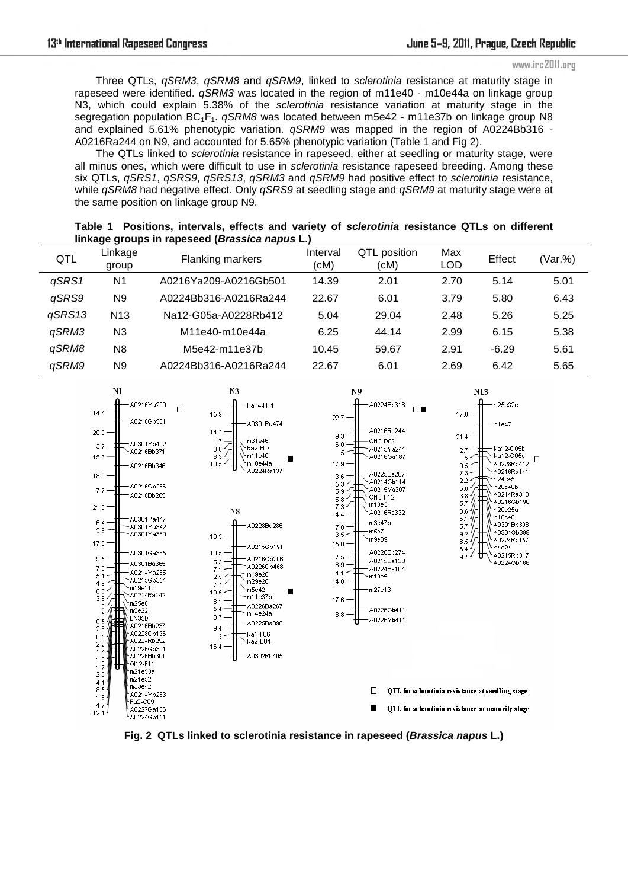Three QTLs, *qSRM3*, *qSRM8* and *qSRM9*, linked to *sclerotinia* resistance at maturity stage in rapeseed were identified. *qSRM3* was located in the region of m11e40 - m10e44a on linkage group N3, which could explain 5.38% of the *sclerotinia* resistance variation at maturity stage in the segregation population $BC_1F_1$. *qSRM8* was located between m5e42 - m11e37b on linkage group N8 and explained 5.61% phenotypic variation. *qSRM9* was mapped in the region of A0224Bb316 - A0216Ra244 on N9, and accounted for 5.65% phenotypic variation (Table 1 and Fig 2).

The QTLs linked to *sclerotinia* resistance in rapeseed, either at seedling or maturity stage, were all minus ones, which were difficult to use in *sclerotinia* resistance rapeseed breeding. Among these six QTLs, *qSRS1*, *qSRS9*, *qSRS13*, *qSRM3* and *qSRM9* had positive effect to *sclerotinia* resistance, while *qSRM8* had negative effect. Only *qSRS9* at seedling stage and *qSRM9* at maturity stage were at the same position on linkage group N9.

**Table 1 Positions, intervals, effects and variety of *sclerotinia* resistance QTLs on different linkage groups in rapeseed (*Brassica napus* L.)**

| QTL | Linkage group | Flanking markers | Interval (cM) | QTL position (cM) | Max LOD | Effect | (Var.%) |
|---|---|---|---|---|---|---|---|
| *qSRS1* | N1 | A0216Ya209-A0216Gb501 | 14.39 | 2.01 | 2.70 | 5.14 | 5.01 |
| *qSRS9* | N9 | A0224Bb316-A0216Ra244 | 22.67 | 6.01 | 3.79 | 5.80 | 6.43 |
| *qSRS13* | N13 | Na12-G05a-A0228Rb412 | 5.04 | 29.04 | 2.48 | 5.26 | 5.25 |
| *qSRM3* | N3 | M11e40-m10e44a | 6.25 | 44.14 | 2.99 | 6.15 | 5.38 |
| *qSRM8* | N8 | M5e42-m11e37b | 10.45 | 59.67 | 2.91 | -6.29 | 5.61 |
| *qSRM9* | N9 | A0224Bb316-A0216Ra244 | 22.67 | 6.01 | 2.69 | 6.42 | 5.65 |

**Fig. 2 QTLs linked to sclerotinia resistance in rapeseed (*Brassica napus* L.)**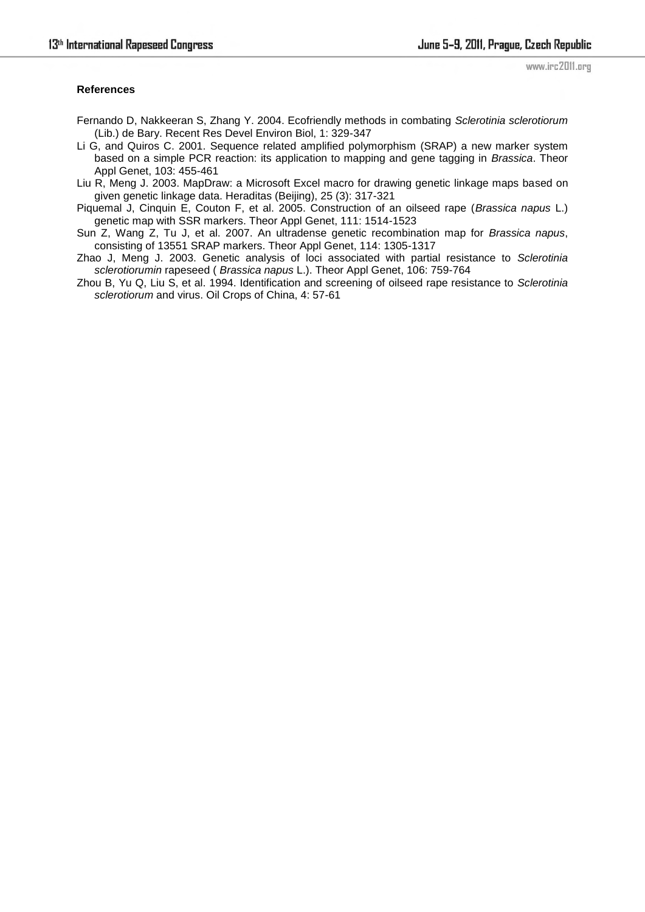**References**

Fernando D, Nakkeeran S, Zhang Y. 2004. Ecofriendly methods in combating *Sclerotinia sclerotiorum* (Lib.) de Bary. Recent Res Devel Environ Biol, 1: 329-347

Li G, and Quiros C. 2001. Sequence related amplified polymorphism (SRAP) a new marker system based on a simple PCR reaction: its application to mapping and gene tagging in *Brassica*. Theor Appl Genet, 103: 455-461

Liu R, Meng J. 2003. MapDraw: a Microsoft Excel macro for drawing genetic linkage maps based on given genetic linkage data. Heraditas (Beijing), 25 (3): 317-321

Piquemal J, Cinquin E, Couton F, et al. 2005. Construction of an oilseed rape (*Brassica napus* L.) genetic map with SSR markers. Theor Appl Genet, 111: 1514-1523

Sun Z, Wang Z, Tu J, et al. 2007. An ultradense genetic recombination map for *Brassica napus*, consisting of 13551 SRAP markers. Theor Appl Genet, 114: 1305-1317

Zhao J, Meng J. 2003. Genetic analysis of loci associated with partial resistance to *Sclerotinia sclerotiorumin* rapeseed ( *Brassica napus* L.). Theor Appl Genet, 106: 759-764

Zhou B, Yu Q, Liu S, et al. 1994. Identification and screening of oilseed rape resistance to *Sclerotinia sclerotiorum* and virus. Oil Crops of China, 4: 57-61